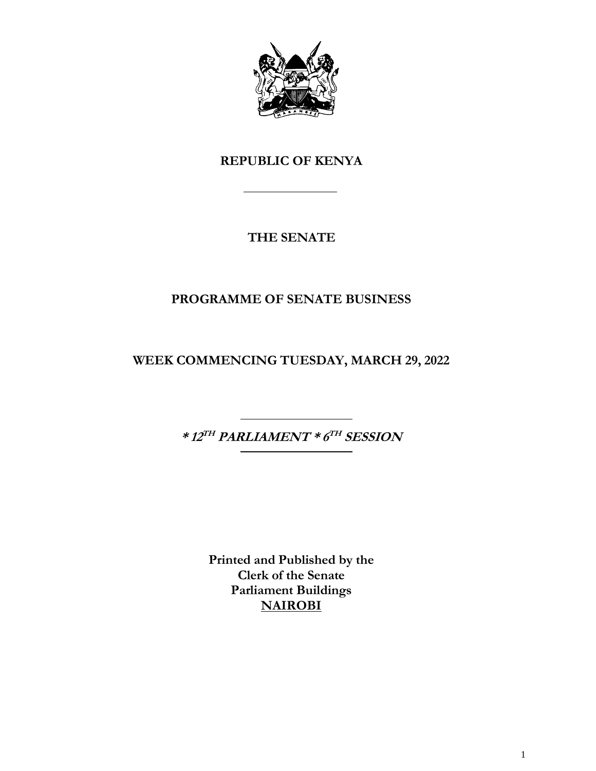**REPUBLIC OF KENYA**

---

**THE SENATE**

**PROGRAMME OF SENATE BUSINESS**

**WEEK COMMENCING TUESDAY, MARCH 29, 2022**

---

***\* 12TH PARLIAMENT \* 6TH SESSION***

---

**Printed and Published by the**
**Clerk of the Senate**
**Parliament Buildings**
**NAIROBI**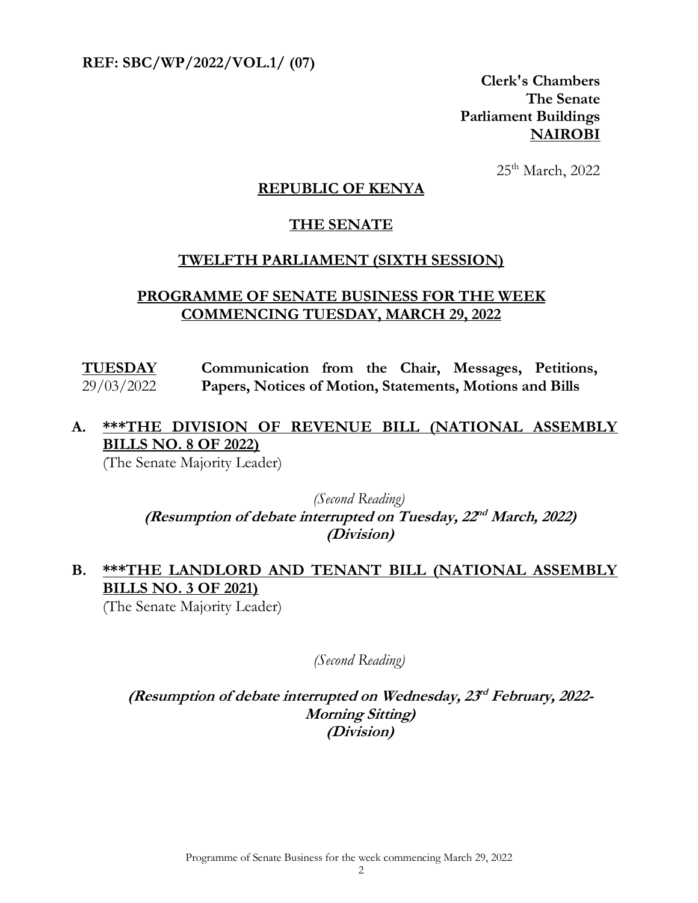**REF: SBC/WP/2022/VOL.1/ (07)**

**Clerk's Chambers**
**The Senate**
**Parliament Buildings**
**NAIROBI**

25th March, 2022

**REPUBLIC OF KENYA**

**THE SENATE**

**TWELFTH PARLIAMENT (SIXTH SESSION)**

**PROGRAMME OF SENATE BUSINESS FOR THE WEEK COMMENCING TUESDAY, MARCH 29, 2022**

**TUESDAY** 29/03/2022 — **Communication from the Chair, Messages, Petitions, Papers, Notices of Motion, Statements, Motions and Bills**

**A. \*\*\*THE DIVISION OF REVENUE BILL (NATIONAL ASSEMBLY BILLS NO. 8 OF 2022)**
(The Senate Majority Leader)

*(Second Reading)*
***(Resumption of debate interrupted on Tuesday, 22nd March, 2022)***
***(Division)***

**B. \*\*\*THE LANDLORD AND TENANT BILL (NATIONAL ASSEMBLY BILLS NO. 3 OF 2021)**
(The Senate Majority Leader)

*(Second Reading)*

***(Resumption of debate interrupted on Wednesday, 23rd February, 2022- Morning Sitting)***
***(Division)***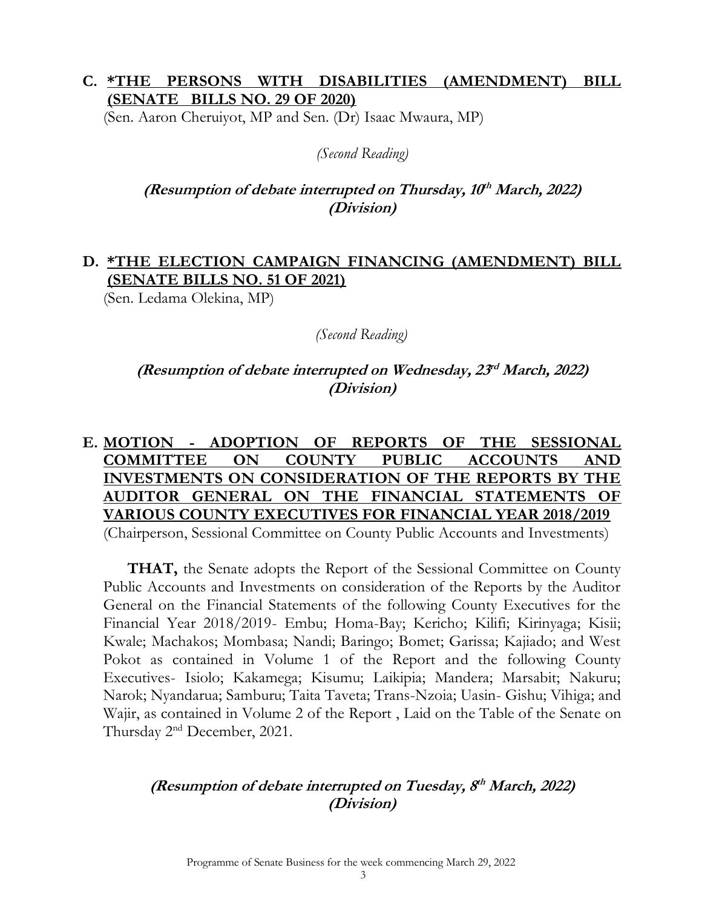## C. *THE PERSONS WITH DISABILITIES (AMENDMENT) BILL (SENATE BILLS NO. 29 OF 2020)

(Sen. Aaron Cheruiyot, MP and Sen. (Dr) Isaac Mwaura, MP)

*(Second Reading)*

***(Resumption of debate interrupted on Thursday, 10th March, 2022)***
***(Division)***

## D. *THE ELECTION CAMPAIGN FINANCING (AMENDMENT) BILL (SENATE BILLS NO. 51 OF 2021)

(Sen. Ledama Olekina, MP)

*(Second Reading)*

***(Resumption of debate interrupted on Wednesday, 23rd March, 2022)***
***(Division)***

## E. MOTION - ADOPTION OF REPORTS OF THE SESSIONAL COMMITTEE ON COUNTY PUBLIC ACCOUNTS AND INVESTMENTS ON CONSIDERATION OF THE REPORTS BY THE AUDITOR GENERAL ON THE FINANCIAL STATEMENTS OF VARIOUS COUNTY EXECUTIVES FOR FINANCIAL YEAR 2018/2019

(Chairperson, Sessional Committee on County Public Accounts and Investments)

**THAT,** the Senate adopts the Report of the Sessional Committee on County Public Accounts and Investments on consideration of the Reports by the Auditor General on the Financial Statements of the following County Executives for the Financial Year 2018/2019- Embu; Homa-Bay; Kericho; Kilifi; Kirinyaga; Kisii; Kwale; Machakos; Mombasa; Nandi; Baringo; Bomet; Garissa; Kajiado; and West Pokot as contained in Volume 1 of the Report and the following County Executives- Isiolo; Kakamega; Kisumu; Laikipia; Mandera; Marsabit; Nakuru; Narok; Nyandarua; Samburu; Taita Taveta; Trans-Nzoia; Uasin- Gishu; Vihiga; and Wajir, as contained in Volume 2 of the Report , Laid on the Table of the Senate on Thursday 2nd December, 2021.

***(Resumption of debate interrupted on Tuesday, 8th March, 2022)***
***(Division)***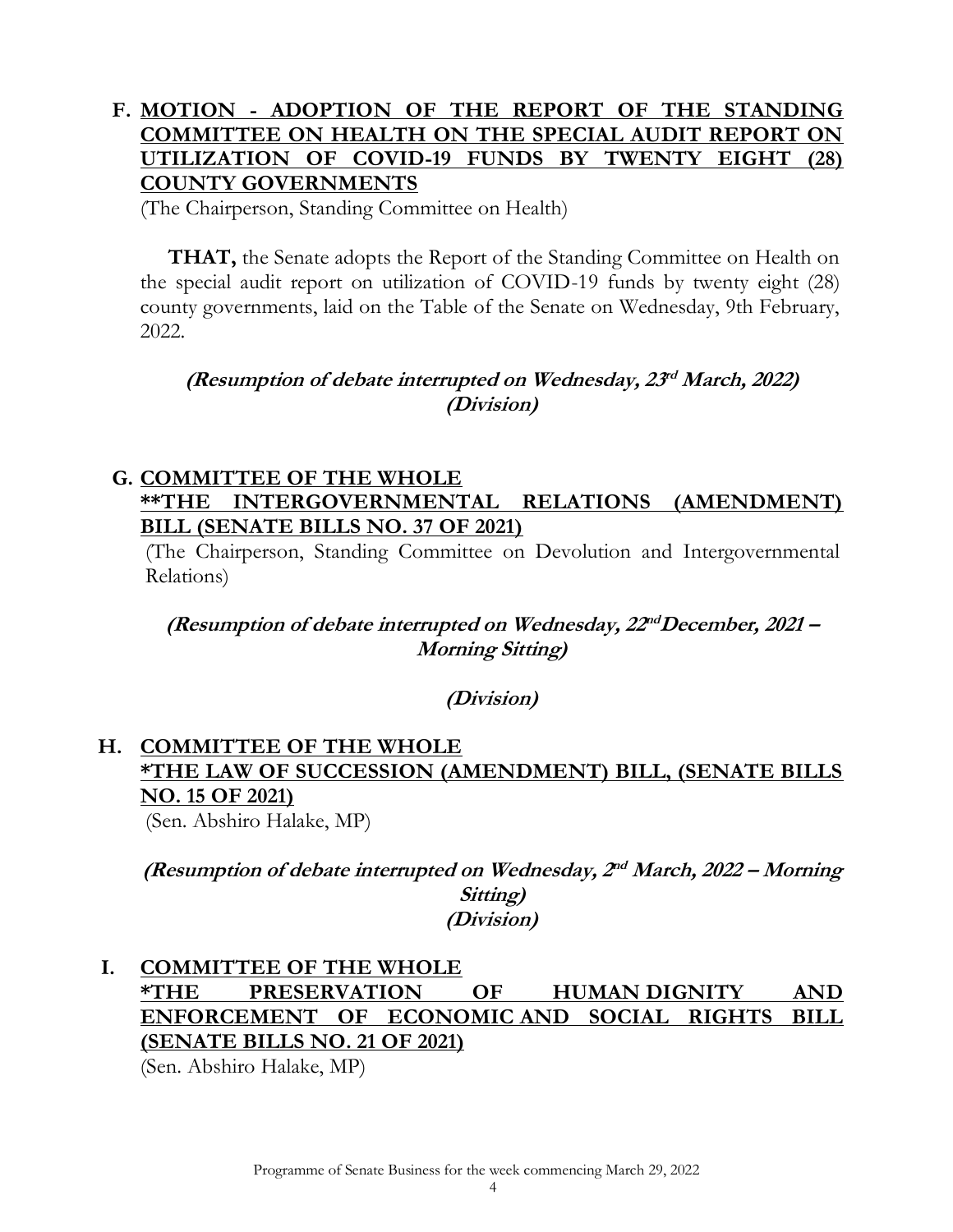**F. <u>MOTION - ADOPTION OF THE REPORT OF THE STANDING COMMITTEE ON HEALTH ON THE SPECIAL AUDIT REPORT ON UTILIZATION OF COVID-19 FUNDS BY TWENTY EIGHT (28) COUNTY GOVERNMENTS</u>**

(The Chairperson, Standing Committee on Health)

**THAT,** the Senate adopts the Report of the Standing Committee on Health on the special audit report on utilization of COVID-19 funds by twenty eight (28) county governments, laid on the Table of the Senate on Wednesday, 9th February, 2022.

***(Resumption of debate interrupted on Wednesday, 23rd March, 2022)***
***(Division)***

**G. <u>COMMITTEE OF THE WHOLE</u>**
**<u>**THE INTERGOVERNMENTAL RELATIONS (AMENDMENT) BILL (SENATE BILLS NO. 37 OF 2021)</u>**

(The Chairperson, Standing Committee on Devolution and Intergovernmental Relations)

***(Resumption of debate interrupted on Wednesday, 22nd December, 2021 – Morning Sitting)***

***(Division)***

**H. <u>COMMITTEE OF THE WHOLE</u>**
**<u>*THE LAW OF SUCCESSION (AMENDMENT) BILL, (SENATE BILLS NO. 15 OF 2021)</u>**

(Sen. Abshiro Halake, MP)

***(Resumption of debate interrupted on Wednesday, 2nd March, 2022 – Morning Sitting)***
***(Division)***

**I. <u>COMMITTEE OF THE WHOLE</u>**
**<u>*THE PRESERVATION OF HUMAN DIGNITY AND ENFORCEMENT OF ECONOMIC AND SOCIAL RIGHTS BILL (SENATE BILLS NO. 21 OF 2021)</u>**

(Sen. Abshiro Halake, MP)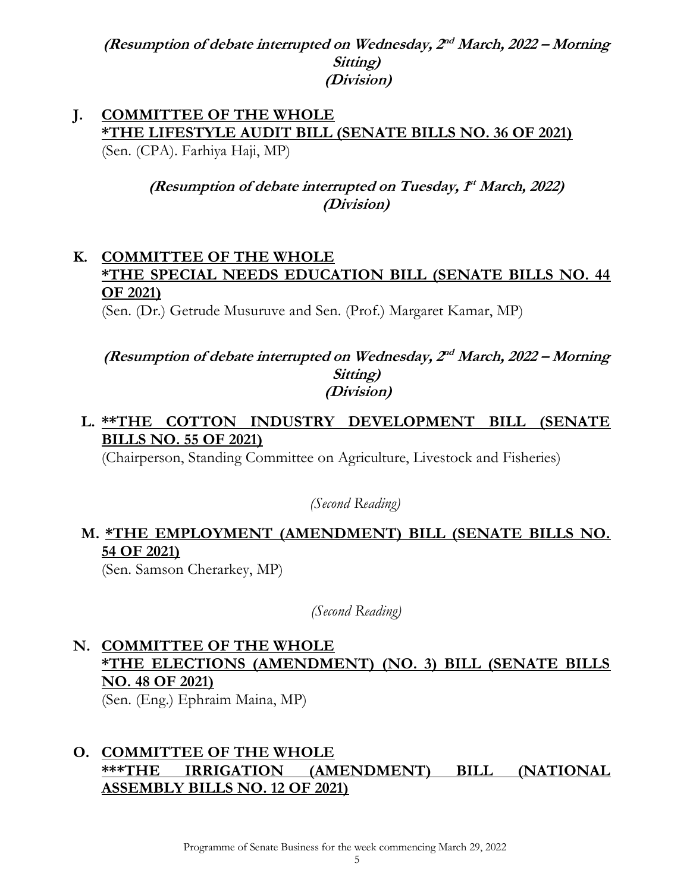***(Resumption of debate interrupted on Wednesday, 2nd March, 2022 – Morning Sitting)***
***(Division)***

**J. COMMITTEE OF THE WHOLE**
**\*THE LIFESTYLE AUDIT BILL (SENATE BILLS NO. 36 OF 2021)**
(Sen. (CPA). Farhiya Haji, MP)

***(Resumption of debate interrupted on Tuesday, 1st March, 2022)***
***(Division)***

**K. COMMITTEE OF THE WHOLE**
**\*THE SPECIAL NEEDS EDUCATION BILL (SENATE BILLS NO. 44 OF 2021)**
(Sen. (Dr.) Getrude Musuruve and Sen. (Prof.) Margaret Kamar, MP)

***(Resumption of debate interrupted on Wednesday, 2nd March, 2022 – Morning Sitting)***
***(Division)***

**L. \*\*THE COTTON INDUSTRY DEVELOPMENT BILL (SENATE BILLS NO. 55 OF 2021)**
(Chairperson, Standing Committee on Agriculture, Livestock and Fisheries)

*(Second Reading)*

**M. \*THE EMPLOYMENT (AMENDMENT) BILL (SENATE BILLS NO. 54 OF 2021)**
(Sen. Samson Cherarkey, MP)

*(Second Reading)*

**N. COMMITTEE OF THE WHOLE**
**\*THE ELECTIONS (AMENDMENT) (NO. 3) BILL (SENATE BILLS NO. 48 OF 2021)**
(Sen. (Eng.) Ephraim Maina, MP)

**O. COMMITTEE OF THE WHOLE**
**\*\*\*THE IRRIGATION (AMENDMENT) BILL (NATIONAL ASSEMBLY BILLS NO. 12 OF 2021)**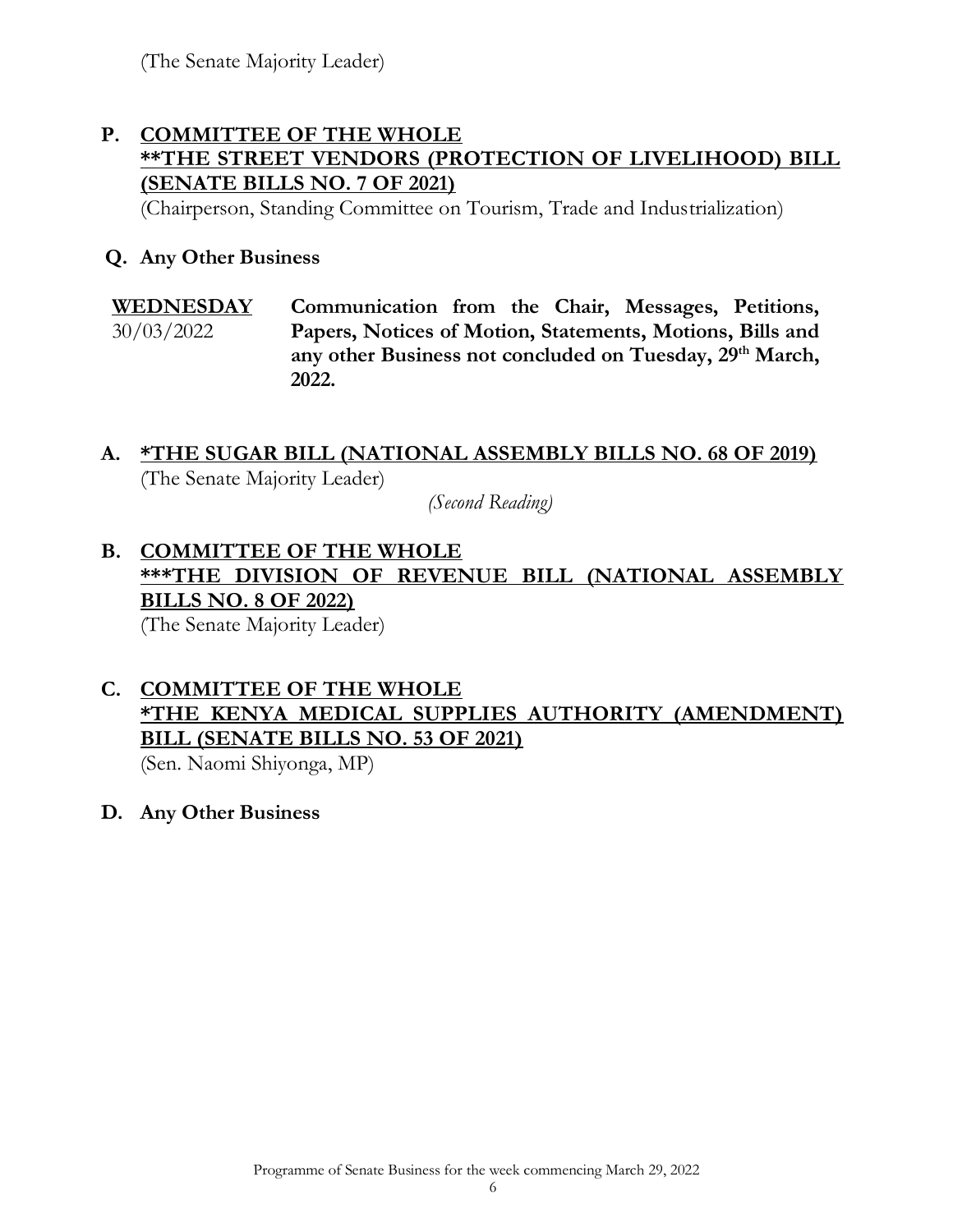(The Senate Majority Leader)

**P. COMMITTEE OF THE WHOLE**
**<u>**THE STREET VENDORS (PROTECTION OF LIVELIHOOD) BILL (SENATE BILLS NO. 7 OF 2021)</u>**
(Chairperson, Standing Committee on Tourism, Trade and Industrialization)

**Q. Any Other Business**

| **WEDNESDAY** 30/03/2022 | **Communication from the Chair, Messages, Petitions, Papers, Notices of Motion, Statements, Motions, Bills and any other Business not concluded on Tuesday, 29th March, 2022.** |
|---|---|

**A. <u>*THE SUGAR BILL (NATIONAL ASSEMBLY BILLS NO. 68 OF 2019)</u>**
(The Senate Majority Leader)
*(Second Reading)*

**B. COMMITTEE OF THE WHOLE**
**<u>***THE DIVISION OF REVENUE BILL (NATIONAL ASSEMBLY BILLS NO. 8 OF 2022)</u>**
(The Senate Majority Leader)

**C. COMMITTEE OF THE WHOLE**
**<u>*THE KENYA MEDICAL SUPPLIES AUTHORITY (AMENDMENT) BILL (SENATE BILLS NO. 53 OF 2021)</u>**
(Sen. Naomi Shiyonga, MP)

**D. Any Other Business**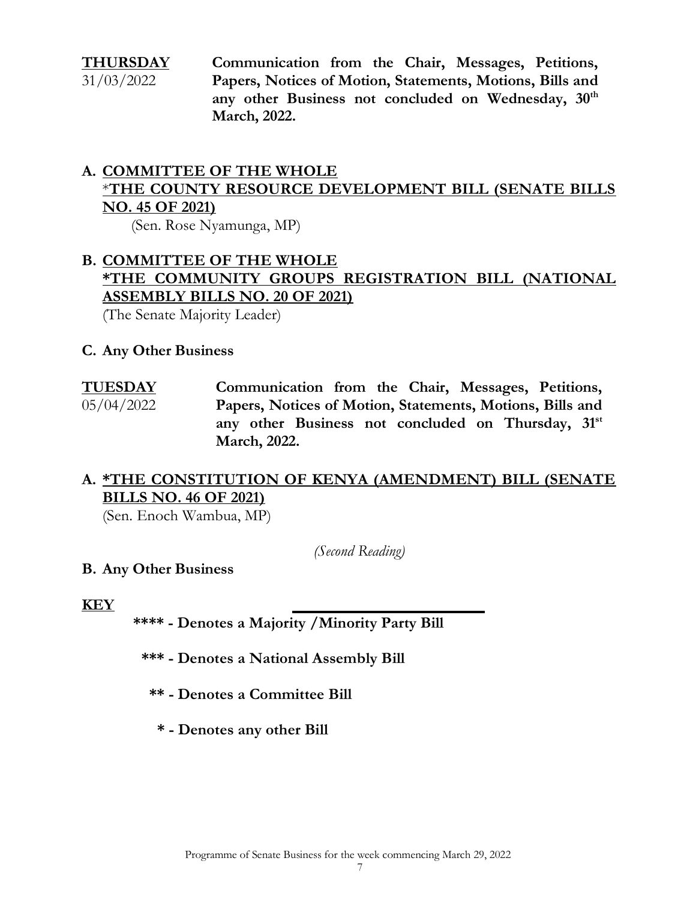**THURSDAY** 31/03/2022 **Communication from the Chair, Messages, Petitions, Papers, Notices of Motion, Statements, Motions, Bills and any other Business not concluded on Wednesday, 30th March, 2022.**

**A. COMMITTEE OF THE WHOLE**
**\*THE COUNTY RESOURCE DEVELOPMENT BILL (SENATE BILLS NO. 45 OF 2021)**
(Sen. Rose Nyamunga, MP)

**B. COMMITTEE OF THE WHOLE**
**\*THE COMMUNITY GROUPS REGISTRATION BILL (NATIONAL ASSEMBLY BILLS NO. 20 OF 2021)**
(The Senate Majority Leader)

**C. Any Other Business**

**TUESDAY** 05/04/2022 **Communication from the Chair, Messages, Petitions, Papers, Notices of Motion, Statements, Motions, Bills and any other Business not concluded on Thursday, 31st March, 2022.**

**A. \*THE CONSTITUTION OF KENYA (AMENDMENT) BILL (SENATE BILLS NO. 46 OF 2021)**
(Sen. Enoch Wambua, MP)

*(Second Reading)*

**B. Any Other Business**

**KEY**

**\*\*\*\* - Denotes a Majority /Minority Party Bill**

**\*\*\* - Denotes a National Assembly Bill**

**\*\* - Denotes a Committee Bill**

**\* - Denotes any other Bill**